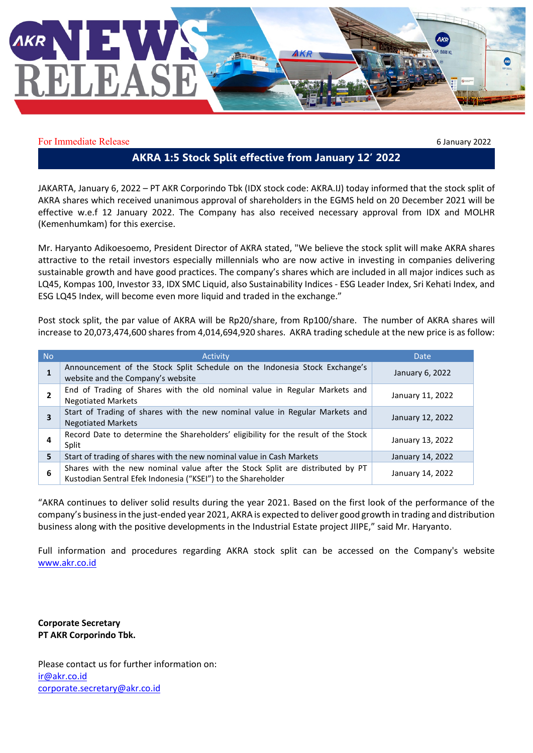For Immediate Release

6 January 2022

## AKRA 1:5 Stock Split effective from January 12' 2022

JAKARTA, January 6, 2022 – PT AKR Corporindo Tbk (IDX stock code: AKRA.IJ) today informed that the stock split of AKRA shares which received unanimous approval of shareholders in the EGMS held on 20 December 2021 will be effective w.e.f 12 January 2022. The Company has also received necessary approval from IDX and MOLHR (Kemenhumkam) for this exercise.

Mr. Haryanto Adikoesoemo, President Director of AKRA stated, "We believe the stock split will make AKRA shares attractive to the retail investors especially millennials who are now active in investing in companies delivering sustainable growth and have good practices. The company's shares which are included in all major indices such as LQ45, Kompas 100, Investor 33, IDX SMC Liquid, also Sustainability Indices - ESG Leader Index, Sri Kehati Index, and ESG LQ45 Index, will become even more liquid and traded in the exchange."

Post stock split, the par value of AKRA will be Rp20/share, from Rp100/share. The number of AKRA shares will increase to 20,073,474,600 shares from 4,014,694,920 shares. AKRA trading schedule at the new price is as follow:

| No | Activity | Date |
|---|---|---|
| **1** | Announcement of the Stock Split Schedule on the Indonesia Stock Exchange's website and the Company's website | January 6, 2022 |
| **2** | End of Trading of Shares with the old nominal value in Regular Markets and Negotiated Markets | January 11, 2022 |
| **3** | Start of Trading of shares with the new nominal value in Regular Markets and Negotiated Markets | January 12, 2022 |
| **4** | Record Date to determine the Shareholders' eligibility for the result of the Stock Split | January 13, 2022 |
| **5** | Start of trading of shares with the new nominal value in Cash Markets | January 14, 2022 |
| **6** | Shares with the new nominal value after the Stock Split are distributed by PT Kustodian Sentral Efek Indonesia ("KSEI") to the Shareholder | January 14, 2022 |

"AKRA continues to deliver solid results during the year 2021. Based on the first look of the performance of the company's business in the just-ended year 2021, AKRA is expected to deliver good growth in trading and distribution business along with the positive developments in the Industrial Estate project JIIPE," said Mr. Haryanto.

Full information and procedures regarding AKRA stock split can be accessed on the Company's website [www.akr.co.id](http://www.akr.co.id)

**Corporate Secretary**
**PT AKR Corporindo Tbk.**

Please contact us for further information on:
[ir@akr.co.id](mailto:ir@akr.co.id)
[corporate.secretary@akr.co.id](mailto:corporate.secretary@akr.co.id)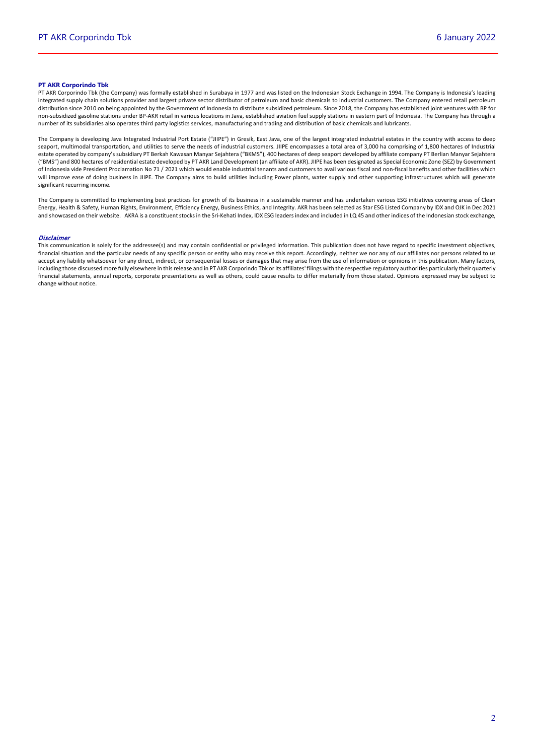**PT AKR Corporindo Tbk**

PT AKR Corporindo Tbk (the Company) was formally established in Surabaya in 1977 and was listed on the Indonesian Stock Exchange in 1994. The Company is Indonesia's leading integrated supply chain solutions provider and largest private sector distributor of petroleum and basic chemicals to industrial customers. The Company entered retail petroleum distribution since 2010 on being appointed by the Government of Indonesia to distribute subsidized petroleum. Since 2018, the Company has established joint ventures with BP for non-subsidized gasoline stations under BP-AKR retail in various locations in Java, established aviation fuel supply stations in eastern part of Indonesia. The Company has through a number of its subsidiaries also operates third party logistics services, manufacturing and trading and distribution of basic chemicals and lubricants.

The Company is developing Java Integrated Industrial Port Estate ("JIIPE") in Gresik, East Java, one of the largest integrated industrial estates in the country with access to deep seaport, multimodal transportation, and utilities to serve the needs of industrial customers. JIIPE encompasses a total area of 3,000 ha comprising of 1,800 hectares of Industrial estate operated by company's subsidiary PT Berkah Kawasan Manyar Sejahtera ("BKMS"), 400 hectares of deep seaport developed by affiliate company PT Berlian Manyar Sejahtera ("BMS") and 800 hectares of residential estate developed by PT AKR Land Development (an affiliate of AKR). JIIPE has been designated as Special Economic Zone (SEZ) by Government of Indonesia vide President Proclamation No 71 / 2021 which would enable industrial tenants and customers to avail various fiscal and non-fiscal benefits and other facilities which will improve ease of doing business in JIIPE. The Company aims to build utilities including Power plants, water supply and other supporting infrastructures which will generate significant recurring income.

The Company is committed to implementing best practices for growth of its business in a sustainable manner and has undertaken various ESG initiatives covering areas of Clean Energy, Health & Safety, Human Rights, Environment, Efficiency Energy, Business Ethics, and Integrity. AKR has been selected as Star ESG Listed Company by IDX and OJK in Dec 2021 and showcased on their website. AKRA is a constituent stocks in the Sri-Kehati Index, IDX ESG leaders index and included in LQ 45 and other indices of the Indonesian stock exchange,

***Disclaimer***

This communication is solely for the addressee(s) and may contain confidential or privileged information. This publication does not have regard to specific investment objectives, financial situation and the particular needs of any specific person or entity who may receive this report. Accordingly, neither we nor any of our affiliates nor persons related to us accept any liability whatsoever for any direct, indirect, or consequential losses or damages that may arise from the use of information or opinions in this publication. Many factors, including those discussed more fully elsewhere in this release and in PT AKR Corporindo Tbk or its affiliates' filings with the respective regulatory authorities particularly their quarterly financial statements, annual reports, corporate presentations as well as others, could cause results to differ materially from those stated. Opinions expressed may be subject to change without notice.